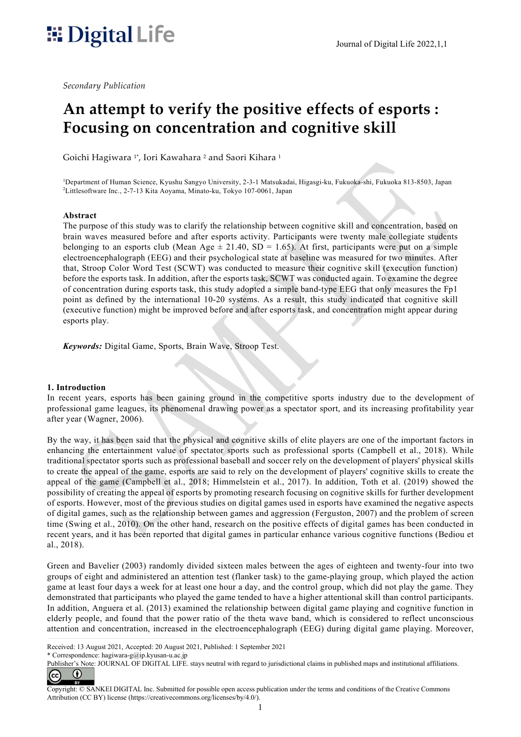*Secondary Publication*

# An attempt to verify the positive effects of esports : Focusing on concentration and cognitive skill

Goichi Hagiwara [1*], Iori Kawahara [2] and Saori Kihara [1]

[1]Department of Human Science, Kyushu Sangyo University, 2-3-1 Matsukadai, Higasgi-ku, Fukuoka-shi, Fukuoka 813-8503, Japan
[2]Littlesoftware Inc., 2-7-13 Kita Aoyama, Minato-ku, Tokyo 107-0061, Japan

**Abstract**

The purpose of this study was to clarify the relationship between cognitive skill and concentration, based on brain waves measured before and after esports activity. Participants were twenty male collegiate students belonging to an esports club (Mean Age ± 21.40, SD = 1.65). At first, participants were put on a simple electroencephalograph (EEG) and their psychological state at baseline was measured for two minutes. After that, Stroop Color Word Test (SCWT) was conducted to measure their cognitive skill (execution function) before the esports task. In addition, after the esports task, SCWT was conducted again. To examine the degree of concentration during esports task, this study adopted a simple band-type EEG that only measures the Fp1 point as defined by the international 10-20 systems. As a result, this study indicated that cognitive skill (executive function) might be improved before and after esports task, and concentration might appear during esports play.

***Keywords:*** Digital Game, Sports, Brain Wave, Stroop Test.

## 1. Introduction

In recent years, esports has been gaining ground in the competitive sports industry due to the development of professional game leagues, its phenomenal drawing power as a spectator sport, and its increasing profitability year after year (Wagner, 2006).

By the way, it has been said that the physical and cognitive skills of elite players are one of the important factors in enhancing the entertainment value of spectator sports such as professional sports (Campbell et al., 2018). While traditional spectator sports such as professional baseball and soccer rely on the development of players' physical skills to create the appeal of the game, esports are said to rely on the development of players' cognitive skills to create the appeal of the game (Campbell et al., 2018; Himmelstein et al., 2017). In addition, Toth et al. (2019) showed the possibility of creating the appeal of esports by promoting research focusing on cognitive skills for further development of esports. However, most of the previous studies on digital games used in esports have examined the negative aspects of digital games, such as the relationship between games and aggression (Ferguston, 2007) and the problem of screen time (Swing et al., 2010). On the other hand, research on the positive effects of digital games has been conducted in recent years, and it has been reported that digital games in particular enhance various cognitive functions (Bediou et al., 2018).

Green and Bavelier (2003) randomly divided sixteen males between the ages of eighteen and twenty-four into two groups of eight and administered an attention test (flanker task) to the game-playing group, which played the action game at least four days a week for at least one hour a day, and the control group, which did not play the game. They demonstrated that participants who played the game tended to have a higher attentional skill than control participants. In addition, Anguera et al. (2013) examined the relationship between digital game playing and cognitive function in elderly people, and found that the power ratio of the theta wave band, which is considered to reflect unconscious attention and concentration, increased in the electroencephalograph (EEG) during digital game playing. Moreover,

Received: 13 August 2021, Accepted: 20 August 2021, Published: 1 September 2021
* Correspondence: hagiwara-g@ip.kyusan-u.ac.jp
Publisher's Note: JOURNAL OF DIGITAL LIFE. stays neutral with regard to jurisdictional claims in published maps and institutional affiliations.

Copyright: © SANKEI DIGITAL Inc. Submitted for possible open access publication under the terms and conditions of the Creative Commons Attribution (CC BY) license (https://creativecommons.org/licenses/by/4.0/).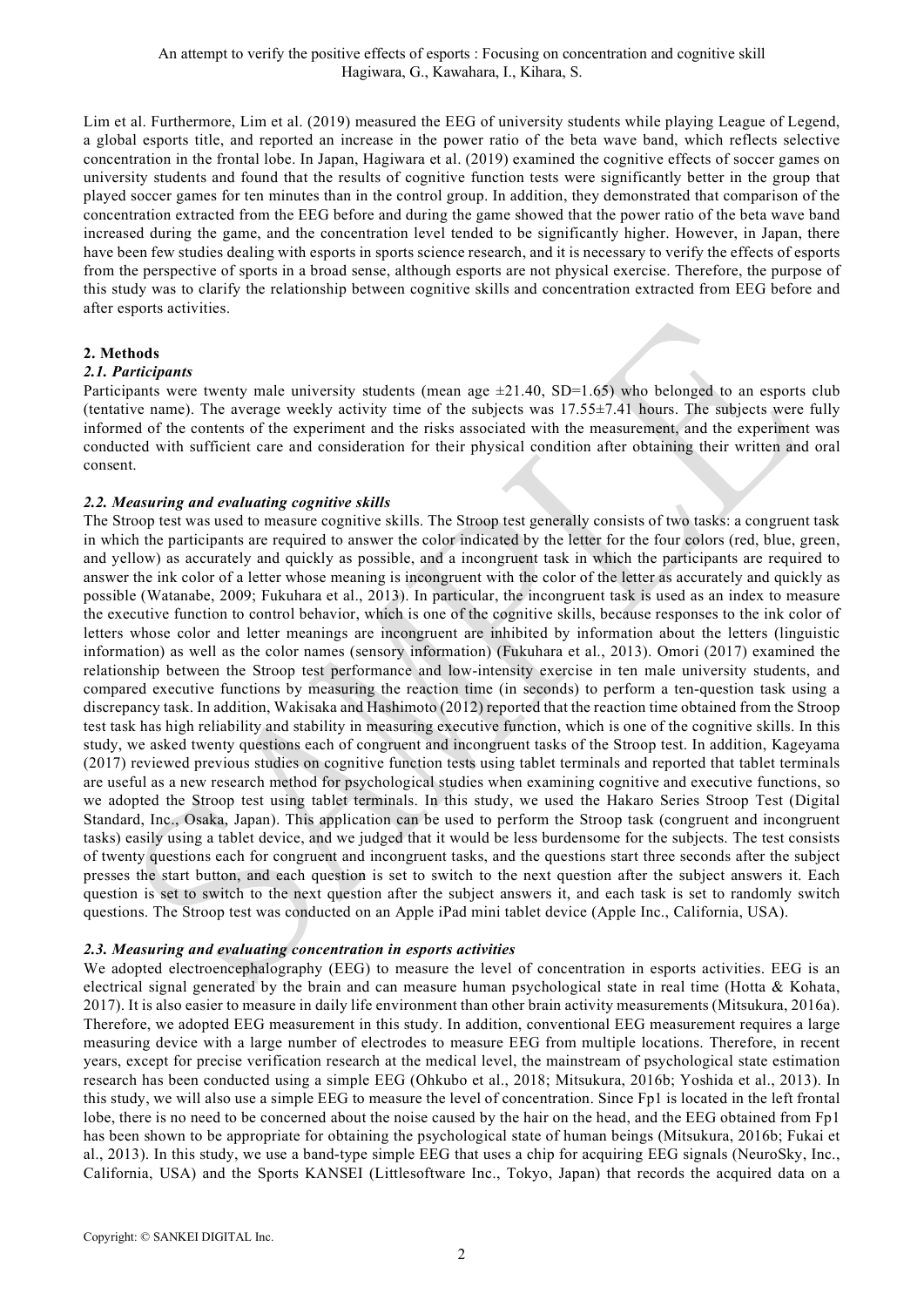Lim et al. Furthermore, Lim et al. (2019) measured the EEG of university students while playing League of Legend, a global esports title, and reported an increase in the power ratio of the beta wave band, which reflects selective concentration in the frontal lobe. In Japan, Hagiwara et al. (2019) examined the cognitive effects of soccer games on university students and found that the results of cognitive function tests were significantly better in the group that played soccer games for ten minutes than in the control group. In addition, they demonstrated that comparison of the concentration extracted from the EEG before and during the game showed that the power ratio of the beta wave band increased during the game, and the concentration level tended to be significantly higher. However, in Japan, there have been few studies dealing with esports in sports science research, and it is necessary to verify the effects of esports from the perspective of sports in a broad sense, although esports are not physical exercise. Therefore, the purpose of this study was to clarify the relationship between cognitive skills and concentration extracted from EEG before and after esports activities.

## 2. Methods

### *2.1. Participants*

Participants were twenty male university students (mean age ±21.40, SD=1.65) who belonged to an esports club (tentative name). The average weekly activity time of the subjects was 17.55±7.41 hours. The subjects were fully informed of the contents of the experiment and the risks associated with the measurement, and the experiment was conducted with sufficient care and consideration for their physical condition after obtaining their written and oral consent.

### *2.2. Measuring and evaluating cognitive skills*

The Stroop test was used to measure cognitive skills. The Stroop test generally consists of two tasks: a congruent task in which the participants are required to answer the color indicated by the letter for the four colors (red, blue, green, and yellow) as accurately and quickly as possible, and a incongruent task in which the participants are required to answer the ink color of a letter whose meaning is incongruent with the color of the letter as accurately and quickly as possible (Watanabe, 2009; Fukuhara et al., 2013). In particular, the incongruent task is used as an index to measure the executive function to control behavior, which is one of the cognitive skills, because responses to the ink color of letters whose color and letter meanings are incongruent are inhibited by information about the letters (linguistic information) as well as the color names (sensory information) (Fukuhara et al., 2013). Omori (2017) examined the relationship between the Stroop test performance and low-intensity exercise in ten male university students, and compared executive functions by measuring the reaction time (in seconds) to perform a ten-question task using a discrepancy task. In addition, Wakisaka and Hashimoto (2012) reported that the reaction time obtained from the Stroop test task has high reliability and stability in measuring executive function, which is one of the cognitive skills. In this study, we asked twenty questions each of congruent and incongruent tasks of the Stroop test. In addition, Kageyama (2017) reviewed previous studies on cognitive function tests using tablet terminals and reported that tablet terminals are useful as a new research method for psychological studies when examining cognitive and executive functions, so we adopted the Stroop test using tablet terminals. In this study, we used the Hakaro Series Stroop Test (Digital Standard, Inc., Osaka, Japan). This application can be used to perform the Stroop task (congruent and incongruent tasks) easily using a tablet device, and we judged that it would be less burdensome for the subjects. The test consists of twenty questions each for congruent and incongruent tasks, and the questions start three seconds after the subject presses the start button, and each question is set to switch to the next question after the subject answers it. Each question is set to switch to the next question after the subject answers it, and each task is set to randomly switch questions. The Stroop test was conducted on an Apple iPad mini tablet device (Apple Inc., California, USA).

### *2.3. Measuring and evaluating concentration in esports activities*

We adopted electroencephalography (EEG) to measure the level of concentration in esports activities. EEG is an electrical signal generated by the brain and can measure human psychological state in real time (Hotta & Kohata, 2017). It is also easier to measure in daily life environment than other brain activity measurements (Mitsukura, 2016a). Therefore, we adopted EEG measurement in this study. In addition, conventional EEG measurement requires a large measuring device with a large number of electrodes to measure EEG from multiple locations. Therefore, in recent years, except for precise verification research at the medical level, the mainstream of psychological state estimation research has been conducted using a simple EEG (Ohkubo et al., 2018; Mitsukura, 2016b; Yoshida et al., 2013). In this study, we will also use a simple EEG to measure the level of concentration. Since Fp1 is located in the left frontal lobe, there is no need to be concerned about the noise caused by the hair on the head, and the EEG obtained from Fp1 has been shown to be appropriate for obtaining the psychological state of human beings (Mitsukura, 2016b; Fukai et al., 2013). In this study, we use a band-type simple EEG that uses a chip for acquiring EEG signals (NeuroSky, Inc., California, USA) and the Sports KANSEI (Littlesoftware Inc., Tokyo, Japan) that records the acquired data on a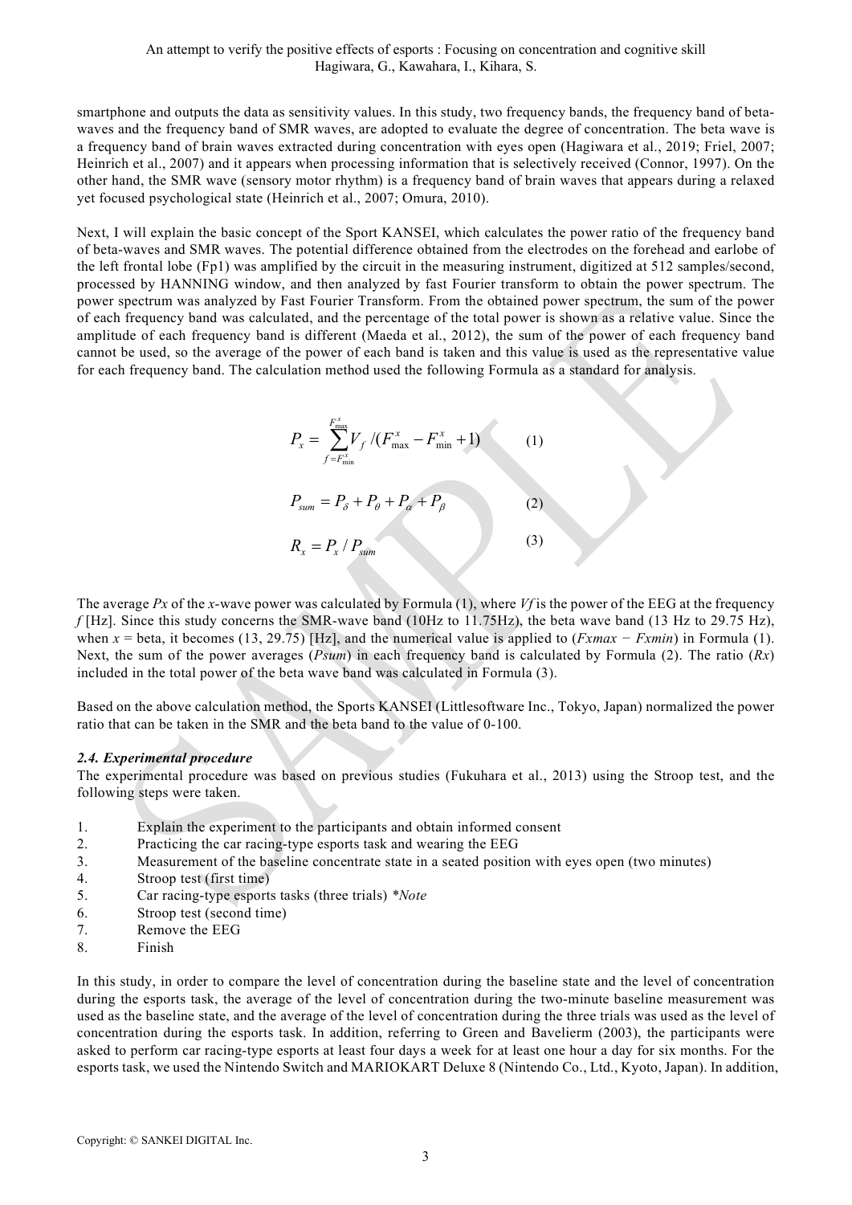smartphone and outputs the data as sensitivity values. In this study, two frequency bands, the frequency band of beta-waves and the frequency band of SMR waves, are adopted to evaluate the degree of concentration. The beta wave is a frequency band of brain waves extracted during concentration with eyes open (Hagiwara et al., 2019; Friel, 2007; Heinrich et al., 2007) and it appears when processing information that is selectively received (Connor, 1997). On the other hand, the SMR wave (sensory motor rhythm) is a frequency band of brain waves that appears during a relaxed yet focused psychological state (Heinrich et al., 2007; Omura, 2010).

Next, I will explain the basic concept of the Sport KANSEI, which calculates the power ratio of the frequency band of beta-waves and SMR waves. The potential difference obtained from the electrodes on the forehead and earlobe of the left frontal lobe (Fp1) was amplified by the circuit in the measuring instrument, digitized at 512 samples/second, processed by HANNING window, and then analyzed by fast Fourier transform to obtain the power spectrum. The power spectrum was analyzed by Fast Fourier Transform. From the obtained power spectrum, the sum of the power of each frequency band was calculated, and the percentage of the total power is shown as a relative value. Since the amplitude of each frequency band is different (Maeda et al., 2012), the sum of the power of each frequency band cannot be used, so the average of the power of each band is taken and this value is used as the representative value for each frequency band. The calculation method used the following Formula as a standard for analysis.

$$P_x = \sum_{f=F_{\min}^x}^{F_{\max}^x} V_f / (F_{\max}^x - F_{\min}^x + 1) \qquad (1)$$

$$P_{sum} = P_\delta + P_\theta + P_\alpha + P_\beta \qquad (2)$$

$$R_x = P_x / P_{sum} \qquad (3)$$

The average $Px$ of the $x$-wave power was calculated by Formula (1), where $Vf$ is the power of the EEG at the frequency $f$ [Hz]. Since this study concerns the SMR-wave band (10Hz to 11.75Hz), the beta wave band (13 Hz to 29.75 Hz), when $x$ = beta, it becomes (13, 29.75) [Hz], and the numerical value is applied to ($Fxmax - Fxmin$) in Formula (1). Next, the sum of the power averages ($Psum$) in each frequency band is calculated by Formula (2). The ratio ($Rx$) included in the total power of the beta wave band was calculated in Formula (3).

Based on the above calculation method, the Sports KANSEI (Littlesoftware Inc., Tokyo, Japan) normalized the power ratio that can be taken in the SMR and the beta band to the value of 0-100.

### *2.4. Experimental procedure*

The experimental procedure was based on previous studies (Fukuhara et al., 2013) using the Stroop test, and the following steps were taken.

1. Explain the experiment to the participants and obtain informed consent
2. Practicing the car racing-type esports task and wearing the EEG
3. Measurement of the baseline concentrate state in a seated position with eyes open (two minutes)
4. Stroop test (first time)
5. Car racing-type esports tasks (three trials) *\*Note*
6. Stroop test (second time)
7. Remove the EEG
8. Finish

In this study, in order to compare the level of concentration during the baseline state and the level of concentration during the esports task, the average of the level of concentration during the two-minute baseline measurement was used as the baseline state, and the average of the level of concentration during the three trials was used as the level of concentration during the esports task. In addition, referring to Green and Bavelierm (2003), the participants were asked to perform car racing-type esports at least four days a week for at least one hour a day for six months. For the esports task, we used the Nintendo Switch and MARIOKART Deluxe 8 (Nintendo Co., Ltd., Kyoto, Japan). In addition,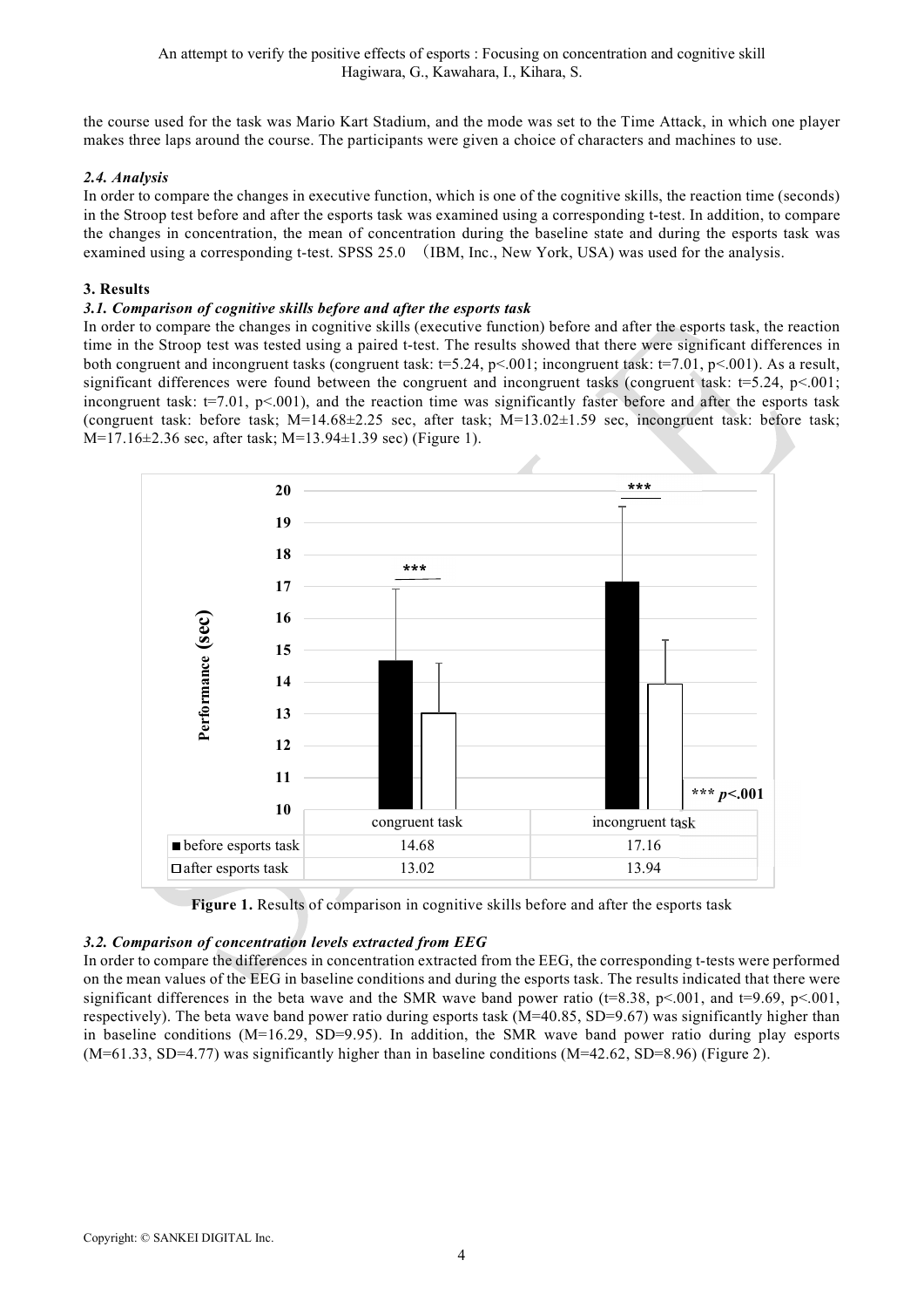the course used for the task was Mario Kart Stadium, and the mode was set to the Time Attack, in which one player makes three laps around the course. The participants were given a choice of characters and machines to use.

### *2.4. Analysis*

In order to compare the changes in executive function, which is one of the cognitive skills, the reaction time (seconds) in the Stroop test before and after the esports task was examined using a corresponding t-test. In addition, to compare the changes in concentration, the mean of concentration during the baseline state and during the esports task was examined using a corresponding t-test. SPSS 25.0 （IBM, Inc., New York, USA) was used for the analysis.

## 3. Results

### *3.1. Comparison of cognitive skills before and after the esports task*

In order to compare the changes in cognitive skills (executive function) before and after the esports task, the reaction time in the Stroop test was tested using a paired t-test. The results showed that there were significant differences in both congruent and incongruent tasks (congruent task: $t=5.24$, $p<.001$; incongruent task: $t=7.01$, $p<.001$). As a result, significant differences were found between the congruent and incongruent tasks (congruent task: $t=5.24$, $p<.001$; incongruent task: $t=7.01$, $p<.001$), and the reaction time was significantly faster before and after the esports task (congruent task: before task; $M=14.68\pm2.25$ sec, after task; $M=13.02\pm1.59$ sec, incongruent task: before task; $M=17.16\pm2.36$ sec, after task; $M=13.94\pm1.39$ sec) (Figure 1).

| | congruent task | incongruent task |
|---|---|---|
| ■ before esports task | 14.68 | 17.16 |
| □ after esports task | 13.02 | 13.94 |

*** $p<.001$

**Figure 1.** Results of comparison in cognitive skills before and after the esports task

### *3.2. Comparison of concentration levels extracted from EEG*

In order to compare the differences in concentration extracted from the EEG, the corresponding t-tests were performed on the mean values of the EEG in baseline conditions and during the esports task. The results indicated that there were significant differences in the beta wave and the SMR wave band power ratio ($t=8.38$, $p<.001$, and $t=9.69$, $p<.001$, respectively). The beta wave band power ratio during esports task ($M=40.85$, $SD=9.67$) was significantly higher than in baseline conditions ($M=16.29$, $SD=9.95$). In addition, the SMR wave band power ratio during play esports ($M=61.33$, $SD=4.77$) was significantly higher than in baseline conditions ($M=42.62$, $SD=8.96$) (Figure 2).

Copyright: © SANKEI DIGITAL Inc.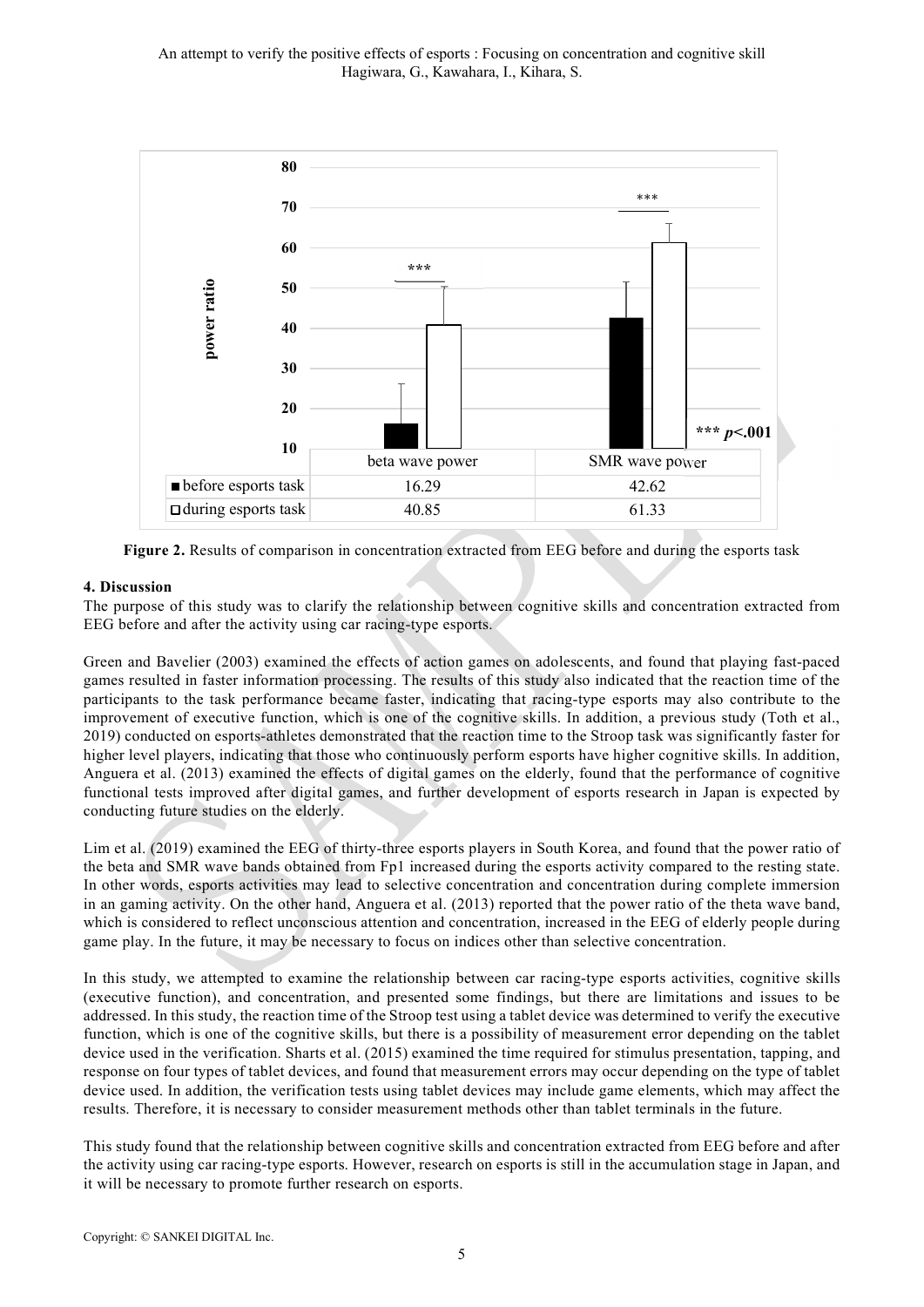| | beta wave power | SMR wave power |
|---|---|---|
| ■ before esports task | 16.29 | 42.62 |
| □ during esports task | 40.85 | 61.33 |

*** $p<.001$

**Figure 2.** Results of comparison in concentration extracted from EEG before and during the esports task

## 4. Discussion

The purpose of this study was to clarify the relationship between cognitive skills and concentration extracted from EEG before and after the activity using car racing-type esports.

Green and Bavelier (2003) examined the effects of action games on adolescents, and found that playing fast-paced games resulted in faster information processing. The results of this study also indicated that the reaction time of the participants to the task performance became faster, indicating that racing-type esports may also contribute to the improvement of executive function, which is one of the cognitive skills. In addition, a previous study (Toth et al., 2019) conducted on esports-athletes demonstrated that the reaction time to the Stroop task was significantly faster for higher level players, indicating that those who continuously perform esports have higher cognitive skills. In addition, Anguera et al. (2013) examined the effects of digital games on the elderly, found that the performance of cognitive functional tests improved after digital games, and further development of esports research in Japan is expected by conducting future studies on the elderly.

Lim et al. (2019) examined the EEG of thirty-three esports players in South Korea, and found that the power ratio of the beta and SMR wave bands obtained from Fp1 increased during the esports activity compared to the resting state. In other words, esports activities may lead to selective concentration and concentration during complete immersion in an gaming activity. On the other hand, Anguera et al. (2013) reported that the power ratio of the theta wave band, which is considered to reflect unconscious attention and concentration, increased in the EEG of elderly people during game play. In the future, it may be necessary to focus on indices other than selective concentration.

In this study, we attempted to examine the relationship between car racing-type esports activities, cognitive skills (executive function), and concentration, and presented some findings, but there are limitations and issues to be addressed. In this study, the reaction time of the Stroop test using a tablet device was determined to verify the executive function, which is one of the cognitive skills, but there is a possibility of measurement error depending on the tablet device used in the verification. Sharts et al. (2015) examined the time required for stimulus presentation, tapping, and response on four types of tablet devices, and found that measurement errors may occur depending on the type of tablet device used. In addition, the verification tests using tablet devices may include game elements, which may affect the results. Therefore, it is necessary to consider measurement methods other than tablet terminals in the future.

This study found that the relationship between cognitive skills and concentration extracted from EEG before and after the activity using car racing-type esports. However, research on esports is still in the accumulation stage in Japan, and it will be necessary to promote further research on esports.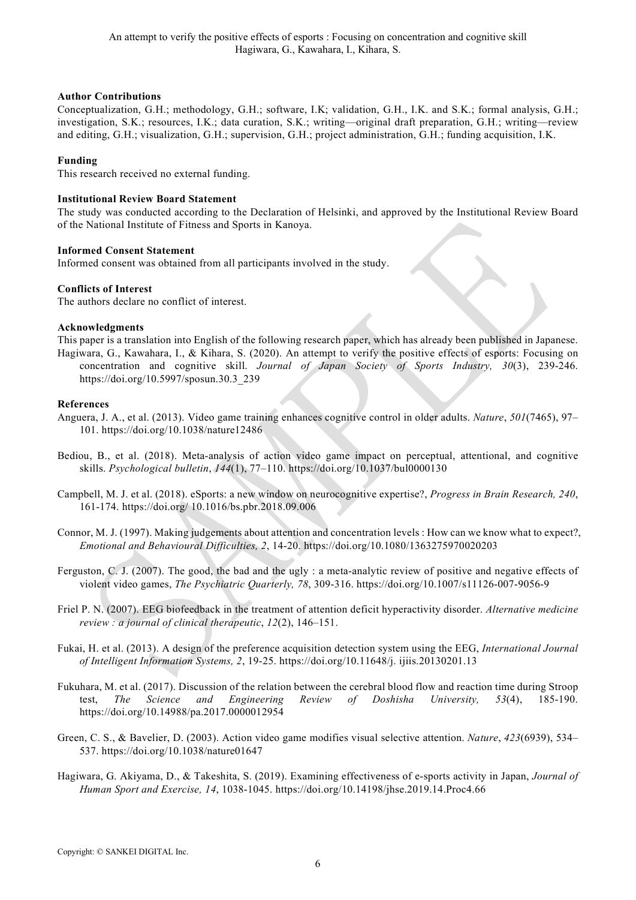**Author Contributions**

Conceptualization, G.H.; methodology, G.H.; software, I.K; validation, G.H., I.K. and S.K.; formal analysis, G.H.; investigation, S.K.; resources, I.K.; data curation, S.K.; writing—original draft preparation, G.H.; writing—review and editing, G.H.; visualization, G.H.; supervision, G.H.; project administration, G.H.; funding acquisition, I.K.

**Funding**

This research received no external funding.

**Institutional Review Board Statement**

The study was conducted according to the Declaration of Helsinki, and approved by the Institutional Review Board of the National Institute of Fitness and Sports in Kanoya.

**Informed Consent Statement**

Informed consent was obtained from all participants involved in the study.

**Conflicts of Interest**

The authors declare no conflict of interest.

**Acknowledgments**

This paper is a translation into English of the following research paper, which has already been published in Japanese.

Hagiwara, G., Kawahara, I., & Kihara, S. (2020). An attempt to verify the positive effects of esports: Focusing on concentration and cognitive skill. *Journal of Japan Society of Sports Industry, 30*(3), 239-246. https://doi.org/10.5997/sposun.30.3_239

**References**

Anguera, J. A., et al. (2013). Video game training enhances cognitive control in older adults. *Nature*, *501*(7465), 97–101. https://doi.org/10.1038/nature12486

Bediou, B., et al. (2018). Meta-analysis of action video game impact on perceptual, attentional, and cognitive skills. *Psychological bulletin*, *144*(1), 77–110. https://doi.org/10.1037/bul0000130

Campbell, M. J. et al. (2018). eSports: a new window on neurocognitive expertise?, *Progress in Brain Research, 240*, 161-174. https://doi.org/ 10.1016/bs.pbr.2018.09.006

Connor, M. J. (1997). Making judgements about attention and concentration levels : How can we know what to expect?, *Emotional and Behavioural Difficulties, 2*, 14-20. https://doi.org/10.1080/1363275970020203

Ferguston, C. J. (2007). The good, the bad and the ugly : a meta-analytic review of positive and negative effects of violent video games, *The Psychiatric Quarterly, 78*, 309-316. https://doi.org/10.1007/s11126-007-9056-9

Friel P. N. (2007). EEG biofeedback in the treatment of attention deficit hyperactivity disorder. *Alternative medicine review : a journal of clinical therapeutic*, *12*(2), 146–151.

Fukai, H. et al. (2013). A design of the preference acquisition detection system using the EEG, *International Journal of Intelligent Information Systems, 2*, 19-25. https://doi.org/10.11648/j. ijiis.20130201.13

Fukuhara, M. et al. (2017). Discussion of the relation between the cerebral blood flow and reaction time during Stroop test, *The Science and Engineering Review of Doshisha University, 53*(4), 185-190. https://doi.org/10.14988/pa.2017.0000012954

Green, C. S., & Bavelier, D. (2003). Action video game modifies visual selective attention. *Nature*, *423*(6939), 534–537. https://doi.org/10.1038/nature01647

Hagiwara, G. Akiyama, D., & Takeshita, S. (2019). Examining effectiveness of e-sports activity in Japan, *Journal of Human Sport and Exercise, 14*, 1038-1045. https://doi.org/10.14198/jhse.2019.14.Proc4.66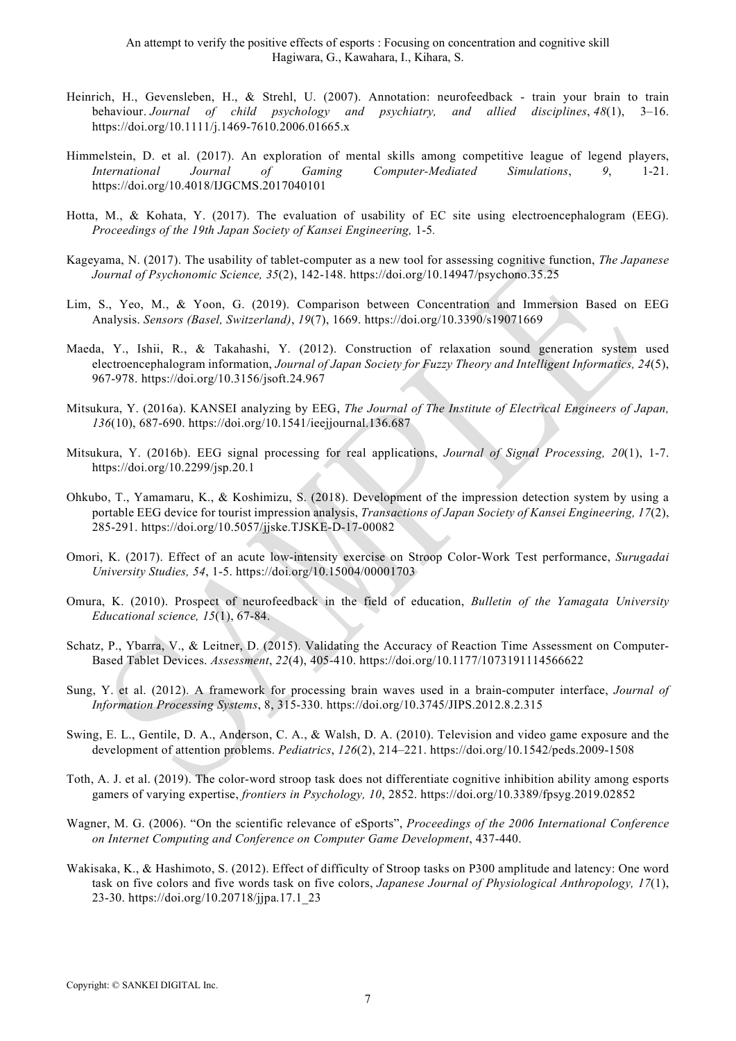Heinrich, H., Gevensleben, H., & Strehl, U. (2007). Annotation: neurofeedback - train your brain to train behaviour. *Journal of child psychology and psychiatry, and allied disciplines*, *48*(1), 3–16. https://doi.org/10.1111/j.1469-7610.2006.01665.x

Himmelstein, D. et al. (2017). An exploration of mental skills among competitive league of legend players, *International Journal of Gaming Computer-Mediated Simulations*, *9*, 1-21. https://doi.org/10.4018/IJGCMS.2017040101

Hotta, M., & Kohata, Y. (2017). The evaluation of usability of EC site using electroencephalogram (EEG). *Proceedings of the 19th Japan Society of Kansei Engineering,* 1-5*.*

Kageyama, N. (2017). The usability of tablet-computer as a new tool for assessing cognitive function, *The Japanese Journal of Psychonomic Science, 35*(2), 142-148. https://doi.org/10.14947/psychono.35.25

Lim, S., Yeo, M., & Yoon, G. (2019). Comparison between Concentration and Immersion Based on EEG Analysis. *Sensors (Basel, Switzerland)*, *19*(7), 1669. https://doi.org/10.3390/s19071669

Maeda, Y., Ishii, R., & Takahashi, Y. (2012). Construction of relaxation sound generation system used electroencephalogram information, *Journal of Japan Society for Fuzzy Theory and Intelligent Informatics, 24*(5), 967-978. https://doi.org/10.3156/jsoft.24.967

Mitsukura, Y. (2016a). KANSEI analyzing by EEG, *The Journal of The Institute of Electrical Engineers of Japan, 136*(10), 687-690. https://doi.org/10.1541/ieejjournal.136.687

Mitsukura, Y. (2016b). EEG signal processing for real applications, *Journal of Signal Processing, 20*(1), 1-7. https://doi.org/10.2299/jsp.20.1

Ohkubo, T., Yamamaru, K., & Koshimizu, S. (2018). Development of the impression detection system by using a portable EEG device for tourist impression analysis, *Transactions of Japan Society of Kansei Engineering, 17*(2), 285-291. https://doi.org/10.5057/jjske.TJSKE-D-17-00082

Omori, K. (2017). Effect of an acute low-intensity exercise on Stroop Color-Work Test performance, *Surugadai University Studies, 54*, 1-5. https://doi.org/10.15004/00001703

Omura, K. (2010). Prospect of neurofeedback in the field of education, *Bulletin of the Yamagata University Educational science, 15*(1), 67-84.

Schatz, P., Ybarra, V., & Leitner, D. (2015). Validating the Accuracy of Reaction Time Assessment on Computer-Based Tablet Devices. *Assessment*, *22*(4), 405-410. https://doi.org/10.1177/1073191114566622

Sung, Y. et al. (2012). A framework for processing brain waves used in a brain-computer interface, *Journal of Information Processing Systems*, 8, 315-330. https://doi.org/10.3745/JIPS.2012.8.2.315

Swing, E. L., Gentile, D. A., Anderson, C. A., & Walsh, D. A. (2010). Television and video game exposure and the development of attention problems. *Pediatrics*, *126*(2), 214–221. https://doi.org/10.1542/peds.2009-1508

Toth, A. J. et al. (2019). The color-word stroop task does not differentiate cognitive inhibition ability among esports gamers of varying expertise, *frontiers in Psychology, 10*, 2852. https://doi.org/10.3389/fpsyg.2019.02852

Wagner, M. G. (2006). "On the scientific relevance of eSports", *Proceedings of the 2006 International Conference on Internet Computing and Conference on Computer Game Development*, 437-440.

Wakisaka, K., & Hashimoto, S. (2012). Effect of difficulty of Stroop tasks on P300 amplitude and latency: One word task on five colors and five words task on five colors, *Japanese Journal of Physiological Anthropology, 17*(1), 23-30. https://doi.org/10.20718/jjpa.17.1_23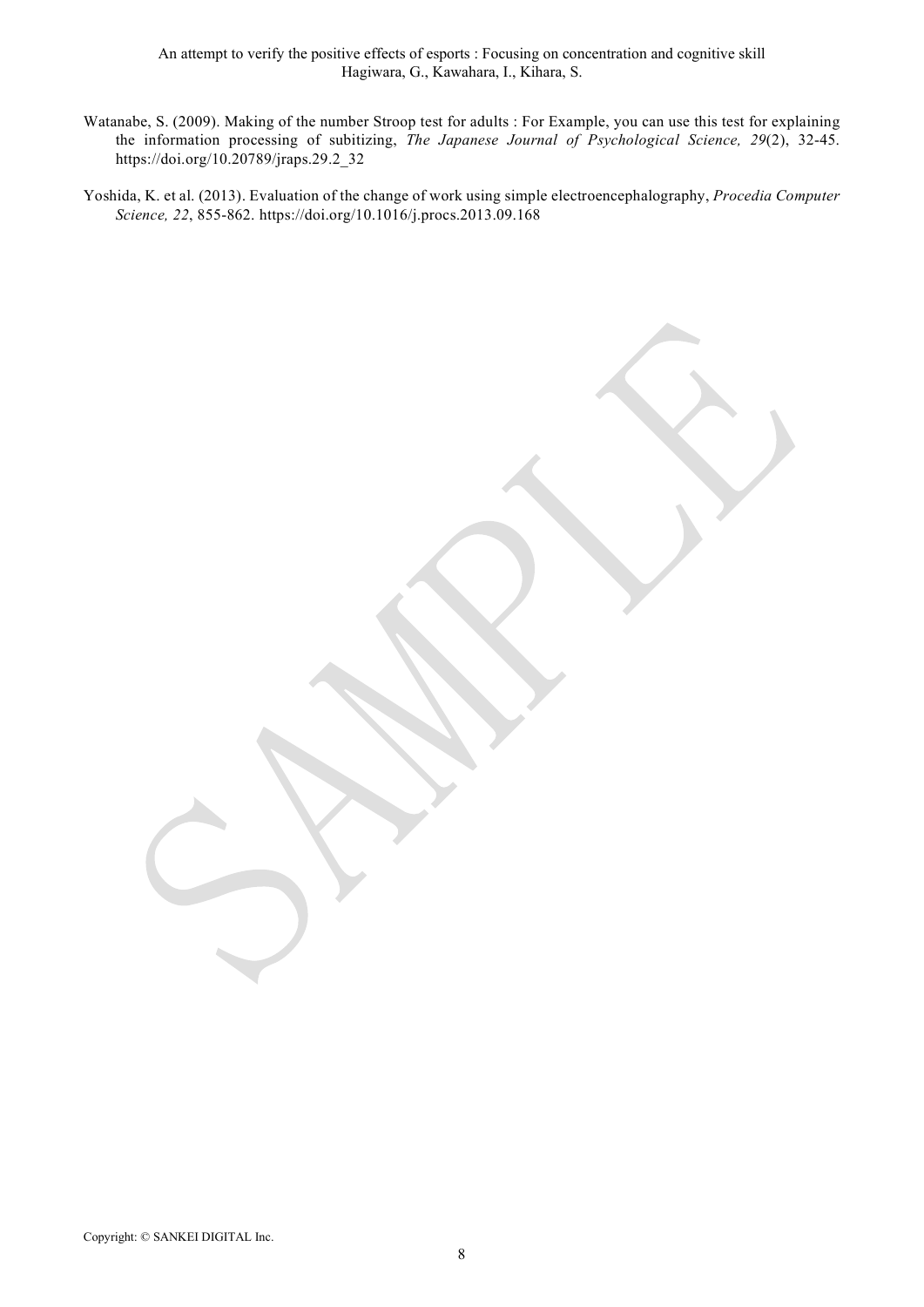Watanabe, S. (2009). Making of the number Stroop test for adults : For Example, you can use this test for explaining the information processing of subitizing, *The Japanese Journal of Psychological Science, 29*(2), 32-45. https://doi.org/10.20789/jraps.29.2_32

Yoshida, K. et al. (2013). Evaluation of the change of work using simple electroencephalography, *Procedia Computer Science, 22*, 855-862. https://doi.org/10.1016/j.procs.2013.09.168

Copyright: © SANKEI DIGITAL Inc.